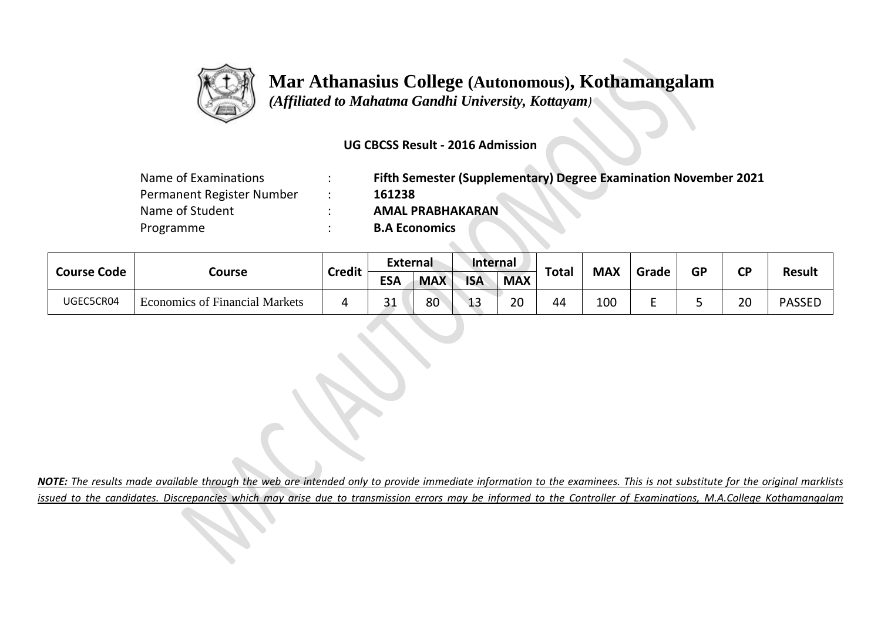# Mar Athanasius College (Autonomous), Kothamangalam

*(Affiliated to Mahatma Gandhi University, Kottayam)*

**UG CBCSS Result - 2016 Admission**

| | | |
|---|---|---|
| Name of Examinations | : | **Fifth Semester (Supplementary) Degree Examination November 2021** |
| Permanent Register Number | : | **161238** |
| Name of Student | : | **AMAL PRABHAKARAN** |
| Programme | : | **B.A Economics** |

| Course Code | Course | Credit | External | | Internal | | Total | MAX | Grade | GP | CP | Result |
|---|---|---|---|---|---|---|---|---|---|---|---|---|
| | | | ESA | MAX | ISA | MAX | | | | | | |
| UGEC5CR04 | Economics of Financial Markets | 4 | 31 | 80 | 13 | 20 | 44 | 100 | E | 5 | 20 | PASSED |

***NOTE:** The results made available through the web are intended only to provide immediate information to the examinees. This is not substitute for the original marklists issued to the candidates. Discrepancies which may arise due to transmission errors may be informed to the Controller of Examinations, M.A.College Kothamangalam*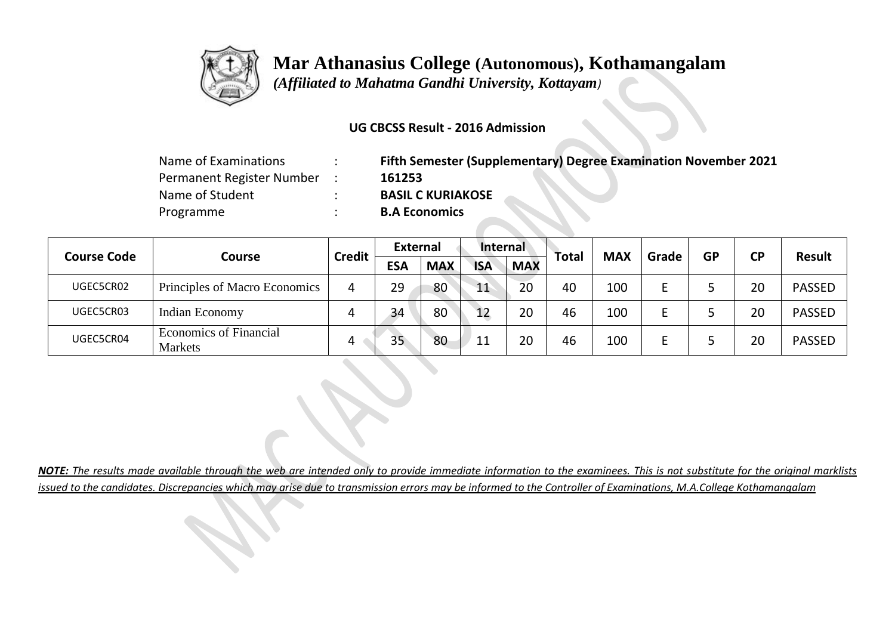# Mar Athanasius College (Autonomous), Kothamangalam

*(Affiliated to Mahatma Gandhi University, Kottayam)*

**UG CBCSS Result - 2016 Admission**

| | | |
|---|---|---|
| Name of Examinations | : | **Fifth Semester (Supplementary) Degree Examination November 2021** |
| Permanent Register Number | : | **161253** |
| Name of Student | : | **BASIL C KURIAKOSE** |
| Programme | : | **B.A Economics** |

| Course Code | Course | Credit | External | | Internal | | Total | MAX | Grade | GP | CP | Result |
|---|---|---|---|---|---|---|---|---|---|---|---|---|
| | | | ESA | MAX | ISA | MAX | | | | | | |
| UGEC5CR02 | Principles of Macro Economics | 4 | 29 | 80 | 11 | 20 | 40 | 100 | E | 5 | 20 | PASSED |
| UGEC5CR03 | Indian Economy | 4 | 34 | 80 | 12 | 20 | 46 | 100 | E | 5 | 20 | PASSED |
| UGEC5CR04 | Economics of Financial Markets | 4 | 35 | 80 | 11 | 20 | 46 | 100 | E | 5 | 20 | PASSED |

***NOTE:** The results made available through the web are intended only to provide immediate information to the examinees. This is not substitute for the original marklists issued to the candidates. Discrepancies which may arise due to transmission errors may be informed to the Controller of Examinations, M.A.College Kothamangalam*